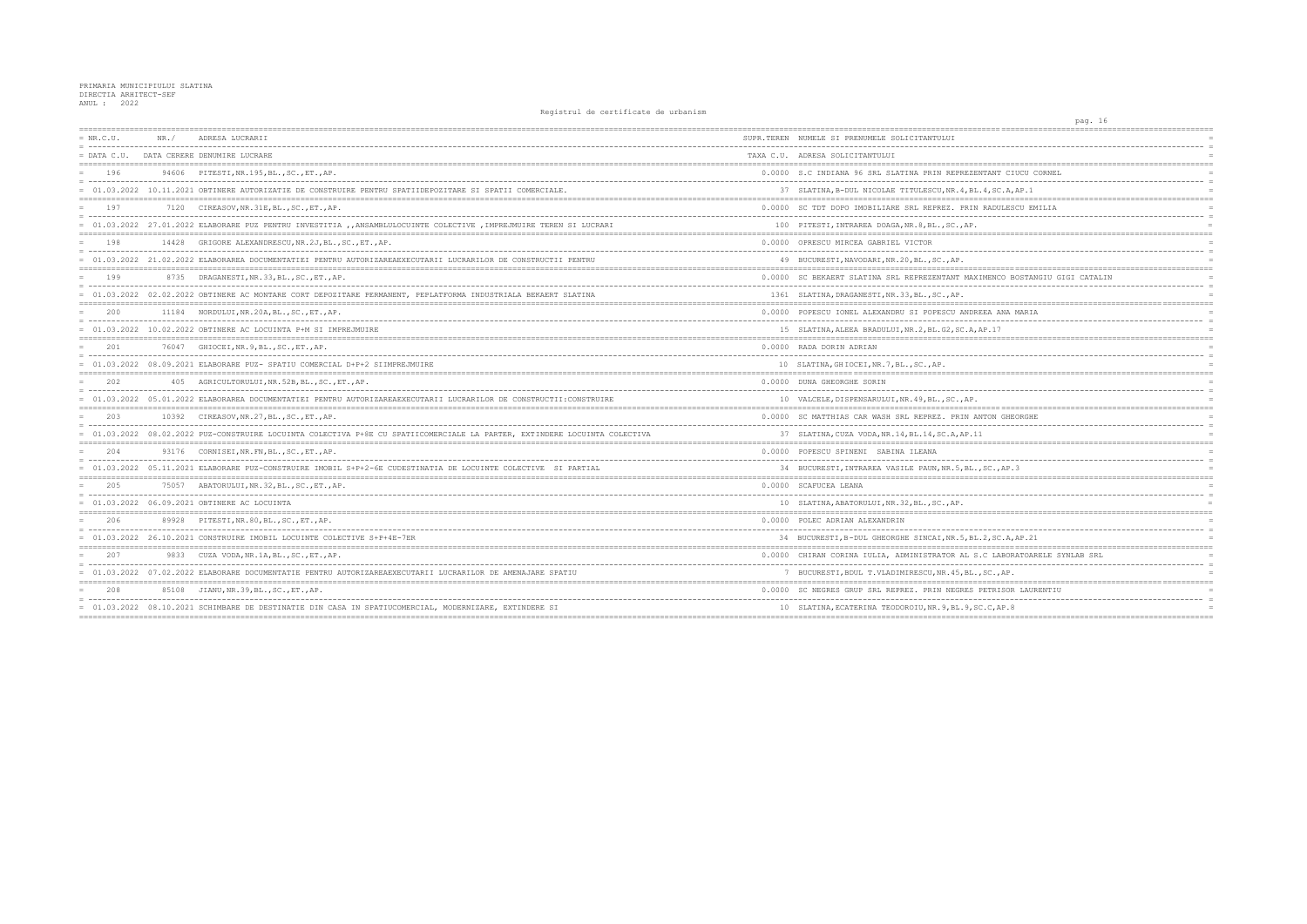PRIMARIA MUNICIPIULUI SLATINA
DIRECTIA ARHITECT-SEF
ANUL : 2022

Registrul de certificate de urbanism

| NR.C.U. / DATA C.U. | NR. / DATA CERERE | ADRESA LUCRARII / DENUMIRE LUCRARE | SUPR.TEREN / TAXA C.U. | NUMELE SI PRENUMELE SOLICITANTULUI / ADRESA SOLICITANTULUI |
|---|---|---|---|---|
| 196 | 94606 | PITESTI,NR.195,BL.,SC.,ET.,AP. | 0.0000 | S.C INDIANA 96 SRL SLATINA PRIN REPREZENTANT CIUCU CORNEL |
| 01.03.2022 | 10.11.2021 | OBTINERE AUTORIZATIE DE CONSTRUIRE PENTRU SPATIIDEPOZITARE SI SPATII COMERCIALE. | 37 | SLATINA,B-DUL NICOLAE TITULESCU,NR.4,BL.4,SC.A,AP.1 |
| 197 | 7120 | CIREASOV,NR.31E,BL.,SC.,ET.,AP. | 0.0000 | SC TDT DOPO IMOBILIARE SRL REPREZ. PRIN RADULESCU EMILIA |
| 01.03.2022 | 27.01.2022 | ELABORARE PUZ PENTRU INVESTITIA ,,ANSAMBLULOCUINTE COLECTIVE ,IMPREJMUIRE TEREN SI LUCRARI | 100 | PITESTI,INTRAREA DOAGA,NR.8,BL.,SC.,AP. |
| 198 | 14428 | GRIGORE ALEXANDRESCU,NR.2J,BL.,SC.,ET.,AP. | 0.0000 | OPRESCU MIRCEA GABRIEL VICTOR |
| 01.03.2022 | 21.02.2022 | ELABORAREA DOCUMENTATIEI PENTRU AUTORIZAREAEXECUTARII LUCRARILOR DE CONSTRUCTII PENTRU | 49 | BUCURESTI,NAVODARI,NR.20,BL.,SC.,AP. |
| 199 | 8735 | DRAGANESTI,NR.33,BL.,SC.,ET.,AP. | 0.0000 | SC BEKAERT SLATINA SRL REPREZENTANT MAXIMENCO BOSTANGIU GIGI CATALIN |
| 01.03.2022 | 02.02.2022 | OBTINERE AC MONTARE CORT DEPOZITARE PERMANENT, PEPLATFORMA INDUSTRIALA BEKAERT SLATINA | 1361 | SLATINA,DRAGANESTI,NR.33,BL.,SC.,AP. |
| 200 | 11184 | NORDULUI,NR.20A,BL.,SC.,ET.,AP. | 0.0000 | POPESCU IONEL ALEXANDRU SI POPESCU ANDREEA ANA MARIA |
| 01.03.2022 | 10.02.2022 | OBTINERE AC LOCUINTA P+M SI IMPREJMUIRE | 15 | SLATINA,ALEEA BRADULUI,NR.2,BL.G2,SC.A,AP.17 |
| 201 | 76047 | GHIOCEI,NR.9,BL.,SC.,ET.,AP. | 0.0000 | RADA DORIN ADRIAN |
| 01.03.2022 | 08.09.2021 | ELABORARE PUZ- SPATIU COMERCIAL D+P+2 SIIMPREJMUIRE | 10 | SLATINA,GHIOCEI,NR.7,BL.,SC.,AP. |
| 202 | 405 | AGRICULTORULUI,NR.52B,BL.,SC.,ET.,AP. | 0.0000 | DUNA GHEORGHE SORIN |
| 01.03.2022 | 05.01.2022 | ELABORAREA DOCUMENTATIEI PENTRU AUTORIZAREAEXECUTARII LUCRARILOR DE CONSTRUCTII:CONSTRUIRE | 10 | VALCELE,DISPENSARULUI,NR.49,BL.,SC.,AP. |
| 203 | 10392 | CIREASOV,NR.27,BL.,SC.,ET.,AP. | 0.0000 | SC MATTHIAS CAR WASH SRL REPREZ. PRIN ANTON GHEORGHE |
| 01.03.2022 | 08.02.2022 | PUZ-CONSTRUIRE LOCUINTA COLECTIVA P+8E CU SPATIICOMERCIALE LA PARTER, EXTINDERE LOCUINTA COLECTIVA | 37 | SLATINA,CUZA VODA,NR.14,BL.14,SC.A,AP.11 |
| 204 | 93176 | CORNISEI,NR.FN,BL.,SC.,ET.,AP. | 0.0000 | POPESCU SPINENI SABINA ILEANA |
| 01.03.2022 | 05.11.2021 | ELABORARE PUZ-CONSTRUIRE IMOBIL S+P+2-6E CUDESTINATIA DE LOCUINTE COLECTIVE SI PARTIAL | 34 | BUCURESTI,INTRAREA VASILE PAUN,NR.5,BL.,SC.,AP.3 |
| 205 | 75057 | ABATORULUI,NR.32,BL.,SC.,ET.,AP. | 0.0000 | SCAFUCEA LEANA |
| 01.03.2022 | 06.09.2021 | OBTINERE AC LOCUINTA | 10 | SLATINA,ABATORULUI,NR.32,BL.,SC.,AP. |
| 206 | 89928 | PITESTI,NR.80,BL.,SC.,ET.,AP. | 0.0000 | POLEC ADRIAN ALEXANDRIN |
| 01.03.2022 | 26.10.2021 | CONSTRUIRE IMOBIL LOCUINTE COLECTIVE S+P+4E-7ER | 34 | BUCURESTI,B-DUL GHEORGHE SINCAI,NR.5,BL.2,SC.A,AP.21 |
| 207 | 9833 | CUZA VODA,NR.1A,BL.,SC.,ET.,AP. | 0.0000 | CHIRAN CORINA IULIA, ADMINISTRATOR AL S.C LABORATOARELE SYNLAB SRL |
| 01.03.2022 | 07.02.2022 | ELABORARE DOCUMENTATIE PENTRU AUTORIZAREAEXECUTARII LUCRARILOR DE AMENAJARE SPATIU | 7 | BUCURESTI,BDUL T.VLADIMIRESCU,NR.45,BL.,SC.,AP. |
| 208 | 85108 | JIANU,NR.39,BL.,SC.,ET.,AP. | 0.0000 | SC NEGRES GRUP SRL REPREZ. PRIN NEGRES PETRISOR LAURENTIU |
| 01.03.2022 | 08.10.2021 | SCHIMBARE DE DESTINATIE DIN CASA IN SPATIUCOMERCIAL, MODERNIZARE, EXTINDERE SI | 10 | SLATINA,ECATERINA TEODOROIU,NR.9,BL.9,SC.C,AP.8 |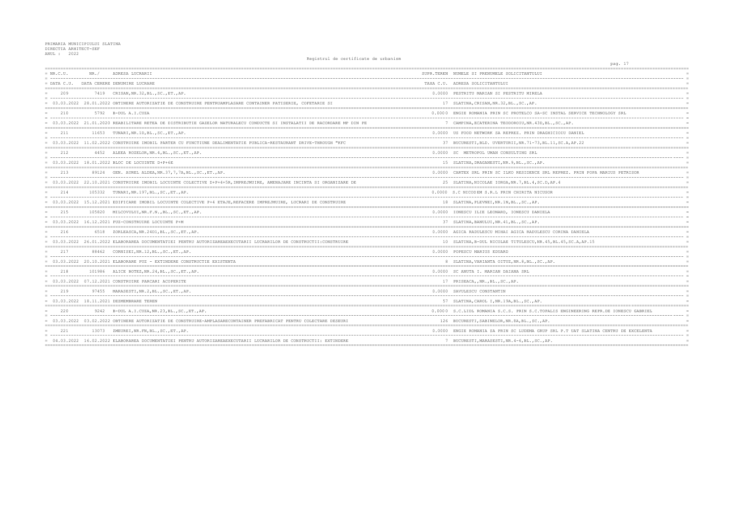PRIMARIA MUNICIPIULUI SLATINA
DIRECTIA ARHITECT-SEF
ANUL : 2022

Registrul de certificate de urbanism

| NR.C.U. / DATA C.U. | NR./ DATA CERERE | ADRESA LUCRARII / DENUMIRE LUCRARE | SUPR.TEREN / TAXA C.U. | NUMELE SI PRENUMELE SOLICITANTULUI / ADRESA SOLICITANTULUI |
|---|---|---|---|---|
| 209 | 7419 | CRISAN,NR.32,BL.,SC.,ET.,AP. | 0.0000 | PESTRITU MARIAN SI PESTRITU MIRELA |
| 03.03.2022 | 28.01.2022 | OBTINERE AUTORIZATIE DE CONSTRUIRE PENTRUAMPLASARE CONTAINER PATISERIE, COFETARIE SI | 17 | SLATINA,CRISAN,NR.32,BL.,SC.,AP. |
| 210 | 5792 | B-DUL A.I.CUZA | 0.0000 | ENGIE ROMANIA PRIN SC PROTELCO SA-SC INSTAL SERVICE TECHNOLOGY SRL |
| 03.03.2022 | 21.01.2020 | REABILITARE RETEA DE DISTRIBUTIE GAZELOR NATURALECU CONDUCTE SI INSTALATII DE RACORDARE MP DIN PE | 7 | CAMPINA,ECATERINA TEODOROIU,NR.43D,BL.,SC.,AP. |
| 211 | 11653 | TUNARI,NR.1D,BL.,SC.,ET.,AP. | 0.0000 | US FOOD NETWORK SA REPREZ. PRIN DRAGHICIOIU DANIEL |
| 03.03.2022 | 11.02.2022 | CONSTRUIRE IMOBIL PARTER CU FUNCTIUNE DEALIMENTATIE PUBLICA-RESTAURANT DRIVE-THROUGH "KFC | 37 | BUCURESTI,BLD. UVERTURII,NR.71-73,BL.11,SC.A,AP.22 |
| 212 | 4452 | ALEEA ROZELOR,NR.4,BL.,SC.,ET.,AP. | 0.0000 | SC METROPOL UMAN CONSULTING SRL |
| 03.03.2022 | 18.01.2022 | BLOC DE LOCUINTE D+P+6E | 15 | SLATINA,DRAGANESTI,NR.9,BL.,SC.,AP. |
| 213 | 89124 | GEN. AUREL ALDEA,NR.37,7,7A,BL.,SC.,ET.,AP. | 0.0000 | CARTEX SRL PRIN SC ILKO RESIDENCE SRL REPREZ. PRIN POPA MARIUS PETRISOR |
| 03.03.2022 | 22.10.2021 | CONSTRUIRE IMOBIL LOCUINTE COLECTIVE D+P+4+5R,IMPREJMUIRE, AMENAJARE INCINTA SI ORGANIZARE DE | 25 | SLATINA,NICOLAE IORGA,NR.7,BL.4,SC.D,AP.4 |
| 214 | 105332 | TUNARI,NR.197,BL.,SC.,ET.,AP. | 0.0000 | S.C NICODEM S.R.L PRIN CHIRITA NICUSOR |
| 03.03.2022 | 15.12.2021 | EDIFICARE IMOBIL LOCUINTE COLECTIVE P+4 ETAJE,REFACERE IMPREJMUIRE, LUCRARI DE CONSTRUIRE | 18 | SLATINA,PLEVNEI,NR.1N,BL.,SC.,AP. |
| 215 | 105820 | MILCOVULUI,NR.F.N.,BL.,SC.,ET.,AP. | 0.0000 | IONESCU ILIE LEONARD, IONESCU DANIELA |
| 03.03.2022 | 16.12.2021 | PUZ-CONSTRUIRE LOCUINTE P+M | 37 | SLATINA,BANULUI,NR.41,BL.,SC.,AP. |
| 216 | 6518 | ZORLEASCA,NR.24D1,BL.,SC.,ET.,AP. | 0.0000 | AGICA RADULESCU MIHAI AGICA RADULESCU CORINA DANIELA |
| 03.03.2022 | 26.01.2022 | ELABORAREA DOCUMENTATIEI PENTRU AUTORIZAREAEXECUTARII LUCRARILOR DE CONSTRUCTII:CONSTRUIRE | 10 | SLATINA,B-DUL NICOLAE TITULESCU,NR.45,BL.45,SC.A,AP.15 |
| 217 | 88462 | CORNISEI,NR.12,BL.,SC.,ET.,AP. | 0.0000 | POPESCU MARIUS EDUARD |
| 03.03.2022 | 20.10.2021 | ELABORARE PUZ - EXTINDERE CONSTRUCTIE EXISTENTA | 8 | SLATINA,VARIANTA OITUZ,NR.8,BL.,SC.,AP. |
| 218 | 101986 | ALICE BOTEZ,NR.24,BL.,SC.,ET.,AP. | 0.0000 | SC ANUTA I. MARIAN DAIANA SRL |
| 03.03.2022 | 07.12.2021 | CONSTRUIRE PARCARI ACOPERITE | 17 | PRISEACA,,NR.,BL.,SC.,AP. |
| 219 | 97455 | MARASESTI,NR.2,BL.,SC.,ET.,AP. | 0.0000 | SAVULESCU CONSTANTIN |
| 03.03.2022 | 18.11.2021 | DEZMEMBRARE TEREN | 57 | SLATINA,CAROL I,NR.19A,BL.,SC.,AP. |
| 220 | 9242 | B-DUL A.I.CUZA,NR.23,BL.,SC.,ET.,AP. | 0.0000 | S.C.LIDL ROMANIA S.C.S. PRIN S.C.TOPALIS ENGINEERING REPR.DE IONESCU GABRIEL |
| 03.03.2022 | 03.02.2022 | OBTINERE AUTORIZATIE DE CONSTRUIRE-AMPLASARECONTAINER PREFABRICAT PENTRU COLECTARE DESEURI | 126 | BUCURESTI,SABINELOR,NR.8A,BL.,SC.,AP. |
| 221 | 13073 | ZMEUREI,NR.FN,BL.,SC.,ET.,AP. | 0.0000 | ENGIE ROMANIA SA PRIN SC LUDEMA GRUP SRL P.T UAT SLATINA CENTRU DE EXCELENTA |
| 04.03.2022 | 16.02.2022 | ELABORAREA DOCUMENTATIEI PENTRU AUTORIZAREAEXECUTARII LUCRARILOR DE CONSTRUCTII: EXTINDERE | 7 | BUCURESTI,MARASESTI,NR.4-6,BL.,SC.,AP. |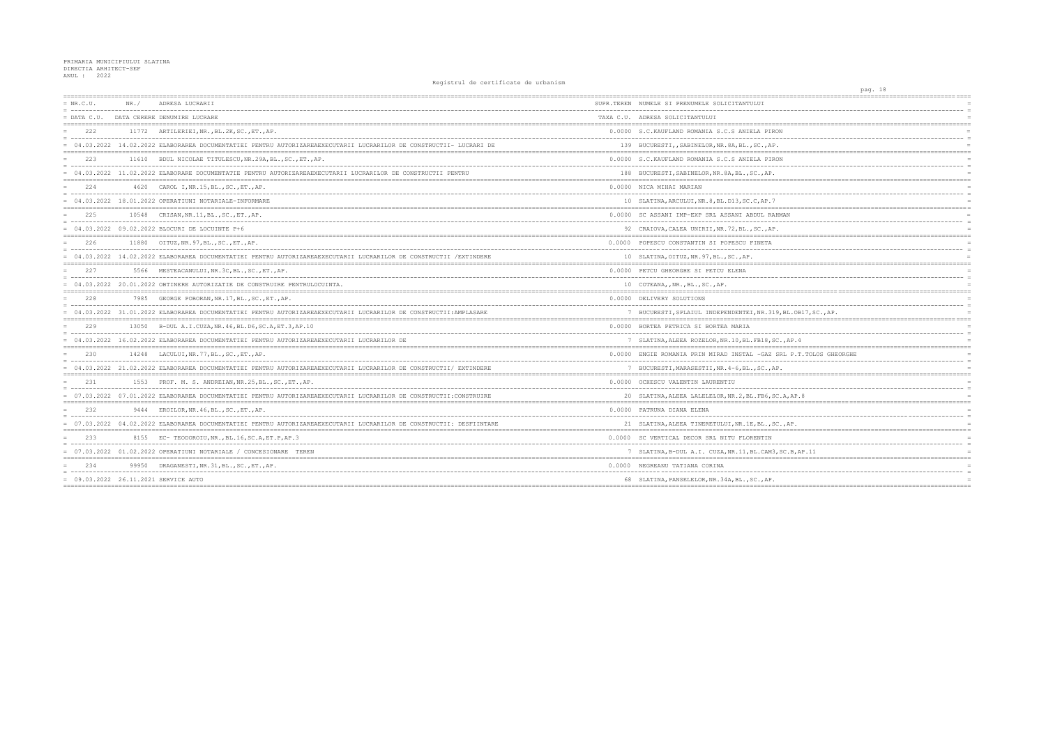PRIMARIA MUNICIPIULUI SLATINA
DIRECTIA ARHITECT-SEF
ANUL : 2022

Registrul de certificate de urbanism

| NR.C.U. / DATA C.U. | NR./ DATA CERERE | ADRESA LUCRARII / DENUMIRE LUCRARE | SUPR.TEREN / TAXA C.U. | NUMELE SI PRENUMELE SOLICITANTULUI / ADRESA SOLICITANTULUI |
|---|---|---|---|---|
| 222 | 11772 | ARTILERIEI,NR.,BL.2K,SC.,ET.,AP. | 0.0000 | S.C.KAUFLAND ROMANIA S.C.S ANIELA PIRON |
| 04.03.2022 | 14.02.2022 | ELABORAREA DOCUMENTATIEI PENTRU AUTORIZAREAEXECUTARII LUCRARILOR DE CONSTRUCTII- LUCRARI DE | 139 | BUCURESTI,,SABINELOR,NR.8A,BL.,SC.,AP. |
| 223 | 11610 | BDUL NICOLAE TITULESCU,NR.29A,BL.,SC.,ET.,AP. | 0.0000 | S.C.KAUFLAND ROMANIA S.C.S ANIELA PIRON |
| 04.03.2022 | 11.02.2022 | ELABORARE DOCUMENTATIE PENTRU AUTORIZAREAEXECUTARII LUCRARILOR DE CONSTRUCTII PENTRU | 188 | BUCURESTI,SABINELOR,NR.8A,BL.,SC.,AP. |
| 224 | 4620 | CAROL I,NR.15,BL.,SC.,ET.,AP. | 0.0000 | NICA MIHAI MARIAN |
| 04.03.2022 | 18.01.2022 | OPERATIUNI NOTARIALE-INFORMARE | 10 | SLATINA,ARCULUI,NR.8,BL.D13,SC.C,AP.7 |
| 225 | 10548 | CRISAN,NR.11,BL.,SC.,ET.,AP. | 0.0000 | SC ASSANI IMP-EXP SRL ASSANI ABDUL RAHMAN |
| 04.03.2022 | 09.02.2022 | BLOCURI DE LOCUINTE P+6 | 92 | CRAIOVA,CALEA UNIRII,NR.72,BL.,SC.,AP. |
| 226 | 11880 | OITUZ,NR.97,BL.,SC.,ET.,AP. | 0.0000 | POPESCU CONSTANTIN SI POPESCU FINETA |
| 04.03.2022 | 14.02.2022 | ELABORAREA DOCUMENTATIEI PENTRU AUTORIZAREAEXECUTARII LUCRARILOR DE CONSTRUCTII /EXTINDERE | 10 | SLATINA,OITUZ,NR.97,BL.,SC.,AP. |
| 227 | 5566 | MESTEACANULUI,NR.3C,BL.,SC.,ET.,AP. | 0.0000 | PETCU GHEORGHE SI PETCU ELENA |
| 04.03.2022 | 20.01.2022 | OBTINERE AUTORIZATIE DE CONSTRUIRE PENTRULOCUINTA. | 10 | COTEANA,,NR.,BL.,SC.,AP. |
| 228 | 7985 | GEORGE POBORAN,NR.17,BL.,SC.,ET.,AP. | 0.0000 | DELIVERY SOLUTIONS |
| 04.03.2022 | 31.01.2022 | ELABORAREA DOCUMENTATIEI PENTRU AUTORIZAREAEXECUTARII LUCRARILOR DE CONSTRUCTII:AMPLASARE | 7 | BUCURESTI,SPLAIUL INDEPENDENTEI,NR.319,BL.OB17,SC.,AP. |
| 229 | 13050 | B-DUL A.I.CUZA,NR.46,BL.D6,SC.A,ET.3,AP.10 | 0.0000 | BORTEA PETRICA SI BORTEA MARIA |
| 04.03.2022 | 16.02.2022 | ELABORAREA DOCUMENTATIEI PENTRU AUTORIZAREAEXECUTARII LUCRARILOR DE | 7 | SLATINA,ALEEA ROZELOR,NR.10,BL.FB18,SC.,AP.4 |
| 230 | 14248 | LACULUI,NR.77,BL.,SC.,ET.,AP. | 0.0000 | ENGIE ROMANIA PRIN MIRAD INSTAL -GAZ SRL P.T.TOLOS GHEORGHE |
| 04.03.2022 | 21.02.2022 | ELABORAREA DOCUMENTATIEI PENTRU AUTORIZAREAEXECUTARII LUCRARILOR DE CONSTRUCTII/ EXTINDERE | 7 | BUCURESTI,MARASESTII,NR.4-6,BL.,SC.,AP. |
| 231 | 1553 | PROF. M. S. ANDREIAN,NR.25,BL.,SC.,ET.,AP. | 0.0000 | OCHESCU VALENTIN LAURENTIU |
| 07.03.2022 | 07.01.2022 | ELABORAREA DOCUMENTATIEI PENTRU AUTORIZAREAEXECUTARII LUCRARILOR DE CONSTRUCTII:CONSTRUIRE | 20 | SLATINA,ALEEA LALELELOR,NR.2,BL.FB6,SC.A,AP.8 |
| 232 | 9444 | EROILOR,NR.46,BL.,SC.,ET.,AP. | 0.0000 | PATRUNA DIANA ELENA |
| 07.03.2022 | 04.02.2022 | ELABORAREA DOCUMENTATIEI PENTRU AUTORIZAREAEXECUTARII LUCRARILOR DE CONSTRUCTII: DESFIINTARE | 21 | SLATINA,ALEEA TINERETULUI,NR.1E,BL.,SC.,AP. |
| 233 | 8155 | EC- TEODOROIU,NR.,BL.16,SC.A,ET.P,AP.3 | 0.0000 | SC VERTICAL DECOR SRL NITU FLORENTIN |
| 07.03.2022 | 01.02.2022 | OPERATIUNI NOTARIALE / CONCESIONARE TEREN | 7 | SLATINA,B-DUL A.I. CUZA,NR.11,BL.CAM3,SC.B,AP.11 |
| 234 | 99950 | DRAGANESTI,NR.31,BL.,SC.,ET.,AP. | 0.0000 | NEGREANU TATIANA CORINA |
| 09.03.2022 | 26.11.2021 | SERVICE AUTO | 68 | SLATINA,PANSELELOR,NR.34A,BL.,SC.,AP. |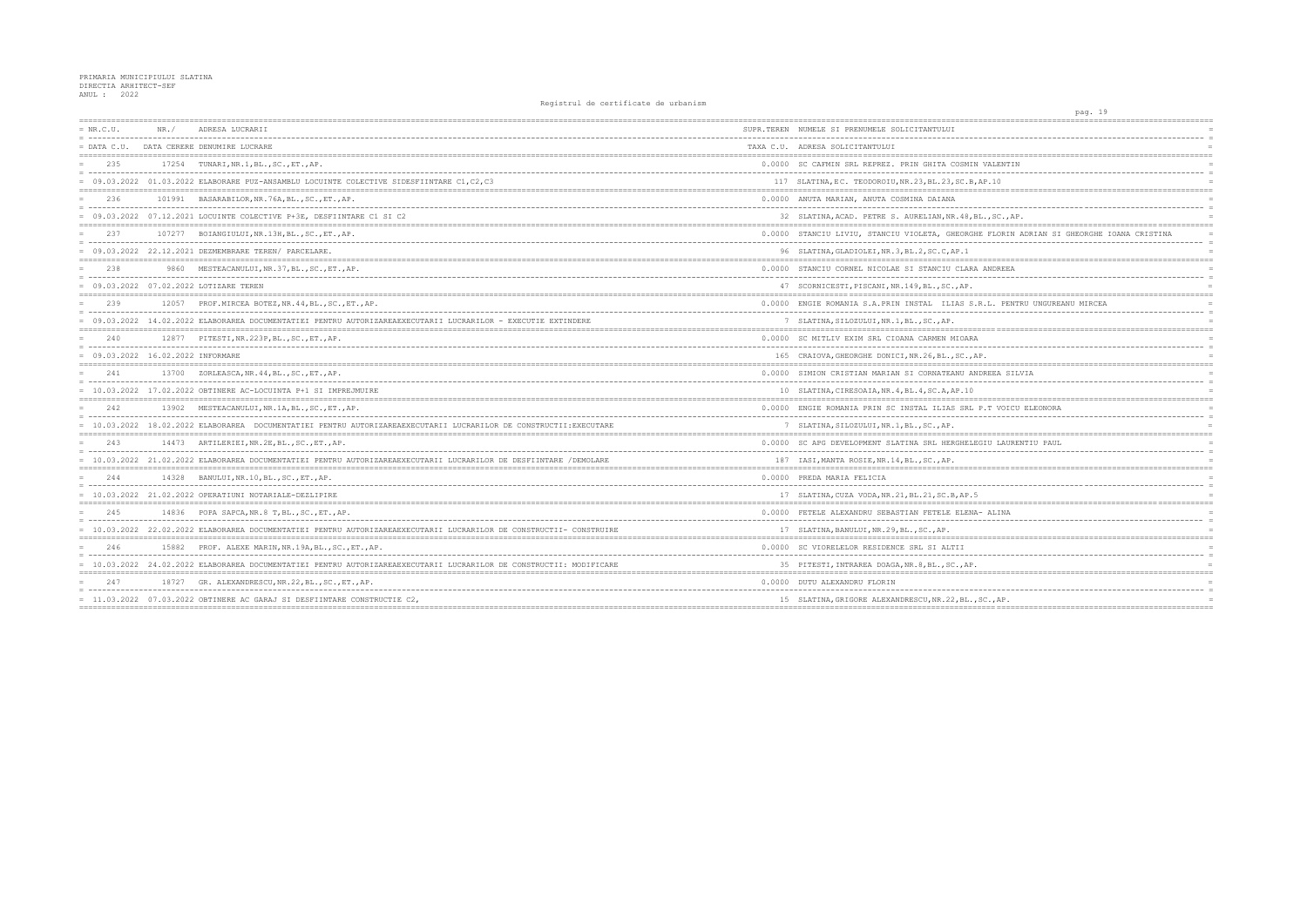PRIMARIA MUNICIPIULUI SLATINA
DIRECTIA ARHITECT-SEF
ANUL : 2022

Registrul de certificate de urbanism

| NR.C.U. / DATA C.U. | NR./ DATA CERERE | ADRESA LUCRARII / DENUMIRE LUCRARE | SUPR.TEREN / TAXA C.U. | NUMELE SI PRENUMELE SOLICITANTULUI / ADRESA SOLICITANTULUI |
|---|---|---|---|---|
| 235 | 17254 | TUNARI,NR.1,BL.,SC.,ET.,AP. | 0.0000 | SC CAFMIN SRL REPREZ. PRIN GHITA COSMIN VALENTIN |
| 09.03.2022 | 01.03.2022 | ELABORARE PUZ-ANSAMBLU LOCUINTE COLECTIVE SIDESFIINTARE C1,C2,C3 | 117 | SLATINA,EC. TEODOROIU,NR.23,BL.23,SC.B,AP.10 |
| 236 | 101991 | BASARABILOR,NR.76A,BL.,SC.,ET.,AP. | 0.0000 | ANUTA MARIAN, ANUTA COSMINA DAIANA |
| 09.03.2022 | 07.12.2021 | LOCUINTE COLECTIVE P+3E, DESFIINTARE C1 SI C2 | 32 | SLATINA,ACAD. PETRE S. AURELIAN,NR.48,BL.,SC.,AP. |
| 237 | 107277 | BOIANGIULUI,NR.13H,BL.,SC.,ET.,AP. | 0.0000 | STANCIU LIVIU, STANCIU VIOLETA, GHEORGHE FLORIN ADRIAN SI GHEORGHE IOANA CRISTINA |
| 09.03.2022 | 22.12.2021 | DEZMEMBRARE TEREN/ PARCELARE. | 96 | SLATINA,GLADIOLEI,NR.3,BL.2,SC.C,AP.1 |
| 238 | 9860 | MESTEACANULUI,NR.37,BL.,SC.,ET.,AP. | 0.0000 | STANCIU CORNEL NICOLAE SI STANCIU CLARA ANDREEA |
| 09.03.2022 | 07.02.2022 | LOTIZARE TEREN | 47 | SCORNICESTI,PISCANI,NR.149,BL.,SC.,AP. |
| 239 | 12057 | PROF.MIRCEA BOTEZ,NR.44,BL.,SC.,ET.,AP. | 0.0000 | ENGIE ROMANIA S.A.PRIN INSTAL ILIAS S.R.L. PENTRU UNGUREANU MIRCEA |
| 09.03.2022 | 14.02.2022 | ELABORAREA DOCUMENTATIEI PENTRU AUTORIZAREAEXECUTARII LUCRARILOR - EXECUTIE EXTINDERE | 7 | SLATINA,SILOZULUI,NR.1,BL.,SC.,AP. |
| 240 | 12877 | PITESTI,NR.223F,BL.,SC.,ET.,AP. | 0.0000 | SC MITLIV EXIM SRL CIOANA CARMEN MIOARA |
| 09.03.2022 | 16.02.2022 | INFORMARE | 165 | CRAIOVA,GHEORGHE DONICI,NR.26,BL.,SC.,AP. |
| 241 | 13700 | ZORLEASCA,NR.44,BL.,SC.,ET.,AP. | 0.0000 | SIMION CRISTIAN MARIAN SI CORNATEANU ANDREEA SILVIA |
| 10.03.2022 | 17.02.2022 | OBTINERE AC-LOCUINTA P+1 SI IMPREJMUIRE | 10 | SLATINA,CIRESOAIA,NR.4,BL.4,SC.A,AP.10 |
| 242 | 13902 | MESTEACANULUI,NR.1A,BL.,SC.,ET.,AP. | 0.0000 | ENGIE ROMANIA PRIN SC INSTAL ILIAS SRL P.T VOICU ELEONORA |
| 10.03.2022 | 18.02.2022 | ELABORAREA DOCUMENTATIEI PENTRU AUTORIZAREAEXECUTARII LUCRARILOR DE CONSTRUCTII:EXECUTARE | 7 | SLATINA,SILOZULUI,NR.1,BL.,SC.,AP. |
| 243 | 14473 | ARTILERIEI,NR.2E,BL.,SC.,ET.,AP. | 0.0000 | SC APG DEVELOPMENT SLATINA SRL HERGHELEGIU LAURENTIU PAUL |
| 10.03.2022 | 21.02.2022 | ELABORAREA DOCUMENTATIEI PENTRU AUTORIZAREAEXECUTARII LUCRARILOR DE DESFIINTARE /DEMOLARE | 187 | IASI,MANTA ROSIE,NR.14,BL.,SC.,AP. |
| 244 | 14328 | BANULUI,NR.10,BL.,SC.,ET.,AP. | 0.0000 | PREDA MARIA FELICIA |
| 10.03.2022 | 21.02.2022 | OPERATIUNI NOTARIALE-DEZLIPIRE | 17 | SLATINA,CUZA VODA,NR.21,BL.21,SC.B,AP.5 |
| 245 | 14836 | POPA SAPCA,NR.8 T,BL.,SC.,ET.,AP. | 0.0000 | FETELE ALEXANDRU SEBASTIAN FETELE ELENA- ALINA |
| 10.03.2022 | 22.02.2022 | ELABORAREA DOCUMENTATIEI PENTRU AUTORIZAREAEXECUTARII LUCRARILOR DE CONSTRUCTII- CONSTRUIRE | 17 | SLATINA,BANULUI,NR.29,BL.,SC.,AP. |
| 246 | 15882 | PROF. ALEXE MARIN,NR.19A,BL.,SC.,ET.,AP. | 0.0000 | SC VIORELELOR RESIDENCE SRL SI ALTII |
| 10.03.2022 | 24.02.2022 | ELABORAREA DOCUMENTATIEI PENTRU AUTORIZAREAEXECUTARII LUCRARILOR DE CONSTRUCTII: MODIFICARE | 35 | PITESTI,INTRAREA DOAGA,NR.8,BL.,SC.,AP. |
| 247 | 18727 | GR. ALEXANDRESCU,NR.22,BL.,SC.,ET.,AP. | 0.0000 | DUTU ALEXANDRU FLORIN |
| 11.03.2022 | 07.03.2022 | OBTINERE AC GARAJ SI DESFIINTARE CONSTRUCTIE C2, | 15 | SLATINA,GRIGORE ALEXANDRESCU,NR.22,BL.,SC.,AP. |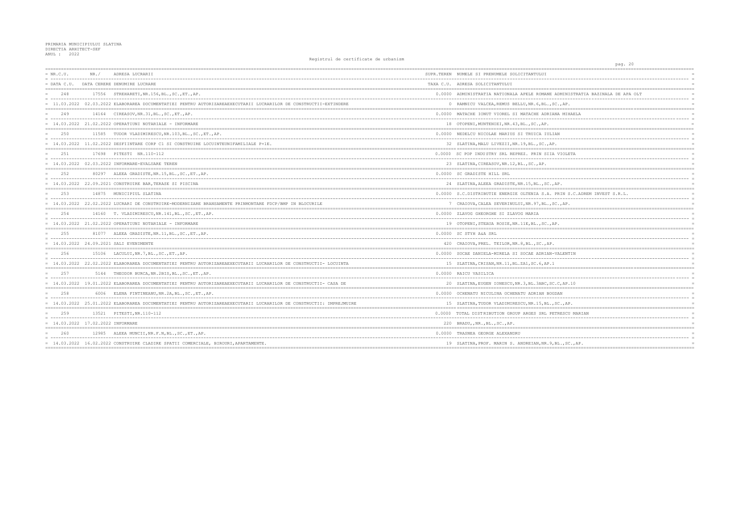PRIMARIA MUNICIPIULUI SLATINA
DIRECTIA ARHITECT-SEF
ANUL : 2022

Registrul de certificate de urbanism

| NR.C.U. | NR./ | ADRESA LUCRARII | SUPR.TEREN | NUMELE SI PRENUMELE SOLICITANTULUI |
|---|---|---|---|---|
| DATA C.U. | DATA CERERE | DENUMIRE LUCRARE | TAXA C.U. | ADRESA SOLICITANTULUI |
| 248 | 17556 | STREHARETI,NR.156,BL.,SC.,ET.,AP. | 0.0000 | ADMINISTRATIA NATIONALA APELE ROMANE ADMINISTRATIA BAZINALA DE APA OLT |
| 11.03.2022 | 02.03.2022 | ELABORAREA DOCUMENTATIEI PENTRU AUTORIZAREAEXECUTARII LUCRARILOR DE CONSTRUCTII-EXTINDERE | 0 | RAMNICU VALCEA,REMUS BELLU,NR.6,BL.,SC.,AP. |
| 249 | 14164 | CIREASOV,NR.31,BL.,SC.,ET.,AP. | 0.0000 | MATACHE IONUT VIOREL SI MATACHE ADRIANA MIHAELA |
| 14.03.2022 | 21.02.2022 | OPERATIUNI NOTARIALE - INFORMARE | 18 | OTOPENI,MUNTENIEI,NR.43,BL.,SC.,AP. |
| 250 | 11585 | TUDOR VLADIMIRESCU,NR.103,BL.,SC.,ET.,AP. | 0.0000 | NEDELCU NICOLAE MARIUS SI TRUICA IULIAN |
| 14.03.2022 | 11.02.2022 | DESFIINTARE CORP C1 SI CONSTRUIRE LOCUINTEUNIFAMILIALE P+1E. | 32 | SLATINA,MALU LIVEZII,NR.19,BL.,SC.,AP. |
| 251 | 17698 | PITESTI NR.110-112 | 0.0000 | SC POP INDUSTRY SRL REPREZ. PRIN SIIA VIOLETA |
| 14.03.2022 | 02.03.2022 | INFORMARE-EVALUARE TEREN | 23 | SLATINA,CIREASOV,NR.12,BL.,SC.,AP. |
| 252 | 80297 | ALEEA GRADISTE,NR.15,BL.,SC.,ET.,AP. | 0.0000 | SC GRADISTE HILL SRL |
| 14.03.2022 | 22.09.2021 | CONSTRUIRE BAR,TERASE SI PISCINA | 24 | SLATINA,ALEEA GRADISTE,NR.15,BL.,SC.,AP. |
| 253 | 14875 | MUNICIPIUL SLATINA | 0.0000 | S.C.DISTRIBUTIE ENERGIE OLTENIA S.A. PRIN S.C.ADREM INVEST S.R.L. |
| 14.03.2022 | 22.02.2022 | LUCRARI DE CONSTRUIRE-MODERNIZARE BRANSAMENTE PRINMONTARE FDCP/BMP IN BLOCURILE | 7 | CRAIOVA,CALEA SEVERINULUI,NR.97,BL.,SC.,AP. |
| 254 | 14160 | T. VLADIMIRESCU,NR.141,BL.,SC.,ET.,AP. | 0.0000 | ZLAVOG GHEORGHE SI ZLAVOG MARIA |
| 14.03.2022 | 21.02.2022 | OPERATIUNI NOTARIALE - INFORMARE | 19 | OTOPENI,STEAUA ROSIE,NR.11E,BL.,SC.,AP. |
| 255 | 81077 | ALEEA GRADISTE,NR.11,BL.,SC.,ET.,AP. | 0.0000 | SC STYH A&A SRL |
| 14.03.2022 | 24.09.2021 | SALI EVENIMENTE | 420 | CRAIOVA,PREL. TEILOR,NR.8,BL.,SC.,AP. |
| 256 | 15106 | LACULUI,NR.7,BL.,SC.,ET.,AP. | 0.0000 | SOCAE DANIELA-MIRELA SI SOCAE ADRIAN-VALENTIN |
| 14.03.2022 | 22.02.2022 | ELABORAREA DOCUMENTATIEI PENTRU AUTORIZAREAEXECUTARII LUCRARILOR DE CONSTRUCTII- LOCUINTA | 15 | SLATINA,CRISAN,NR.11,BL.ZA1,SC.6,AP.1 |
| 257 | 5144 | THEODOR BURCA,NR.2BIS,BL.,SC.,ET.,AP. | 0.0000 | RAICU VASILICA |
| 14.03.2022 | 19.01.2022 | ELABORAREA DOCUMENTATIEI PENTRU AUTORIZAREAEXECUTARII LUCRARILOR DE CONSTRUCTII- CASA DE | 20 | SLATINA,EUGEN IONESCU,NR.3,BL.3ABC,SC.C,AP.10 |
| 258 | 6006 | ELENA FINTINEANU,NR.2A,BL.,SC.,ET.,AP. | 0.0000 | OCHENATU NICULINA OCHENATU ADRIAN BOGDAN |
| 14.03.2022 | 25.01.2022 | ELABORAREA DOCUMENTATIEI PENTRU AUTORIZAREAEXECUTARII LUCRARILOR DE CONSTRUCTII: IMPREJMUIRE | 15 | SLATINA,TUDOR VLADIMIRESCU,NR.15,BL.,SC.,AP. |
| 259 | 13521 | PITESTI,NR.110-112 | 0.0000 | TOTAL DISTRIBUTION GROUP ARGES SRL PETRESCU MARIAN |
| 14.03.2022 | 17.02.2022 | INFORMARE | 220 | BRADU,,NR.,BL.,SC.,AP. |
| 260 | 12985 | ALEEA MUNCII,NR.F.N,BL.,SC.,ET.,AP. | 0.0000 | TRASNEA GEORGE ALEXANDRU |
| 14.03.2022 | 16.02.2022 | CONSTRUIRE CLADIRE SPATII COMERCIALE, BIROURI,APARTAMENTE. | 19 | SLATINA,PROF. MARIN S. ANDREIAN,NR.9,BL.,SC.,AP. |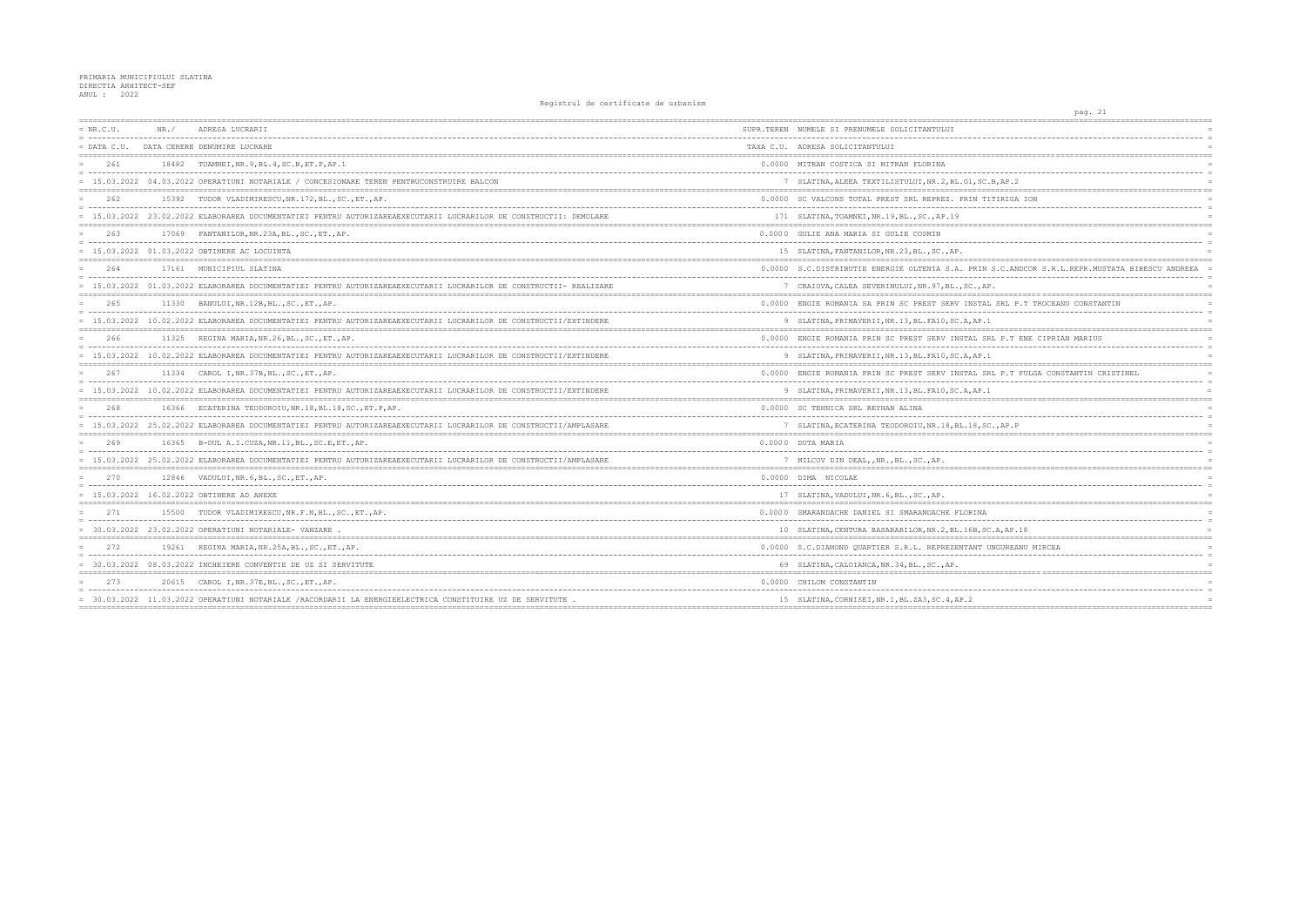PRIMARIA MUNICIPIULUI SLATINA
DIRECTIA ARHITECT-SEF
ANUL : 2022

Registrul de certificate de urbanism

| NR.C.U. / DATA C.U. | NR. / DATA CERERE | ADRESA LUCRARII / DENUMIRE LUCRARE | SUPR.TEREN / TAXA C.U. | NUMELE SI PRENUMELE SOLICITANTULUI / ADRESA SOLICITANTULUI |
|---|---|---|---|---|
| 261 | 18482 | TOAMNEI,NR.9,BL.4,SC.B,ET.P,AP.1 | 0.0000 | MITRAN COSTICA SI MITRAN FLORINA |
| 15.03.2022 | 04.03.2022 | OPERATIUNI NOTARIALE / CONCESIONARE TEREN PENTRUCONSTRUIRE BALCON | 7 | SLATINA,ALEEA TEXTILISTULUI,NR.2,BL.G1,SC.B,AP.2 |
| 262 | 15392 | TUDOR VLADIMIRESCU,NR.172,BL.,SC.,ET.,AP. | 0.0000 | SC VALCONS TOTAL PREST SRL REPREZ. PRIN TITIRIGA ION |
| 15.03.2022 | 23.02.2022 | ELABORAREA DOCUMENTATIEI PENTRU AUTORIZAREAEXECUTARII LUCRARILOR DE CONSTRUCTII: DEMOLARE | 171 | SLATINA,TOAMNEI,NR.19,BL.,SC.,AP.19 |
| 263 | 17069 | FANTANILOR,NR.23A,BL.,SC.,ET.,AP. | 0.0000 | GULIE ANA MARIA SI GULIE COSMIN |
| 15.03.2022 | 01.03.2022 | OBTINERE AC LOCUINTA | 15 | SLATINA,FANTANILOR,NR.23,BL.,SC.,AP. |
| 264 | 17161 | MUNICIPIUL SLATINA | 0.0000 | S.C.DISTRIBUTIE ENERGIE OLTENIA S.A. PRIN S.C.ANDCOR S.R.L.REPR.MUSTATA BIBESCU ANDREEA |
| 15.03.2022 | 01.03.2022 | ELABORAREA DOCUMENTATIEI PENTRU AUTORIZAREAEXECUTARII LUCRARILOR DE CONSTRUCTII- REALIZARE | 7 | CRAIOVA,CALEA SEVERINULUI,NR.97,BL.,SC.,AP. |
| 265 | 11330 | BANULUI,NR.12B,BL.,SC.,ET.,AP. | 0.0000 | ENGIE ROMANIA SA PRIN SC PREST SERV INSTAL SRL P.T TROCEANU CONSTANTIN |
| 15.03.2022 | 10.02.2022 | ELABORAREA DOCUMENTATIEI PENTRU AUTORIZAREAEXECUTARII LUCRARILOR DE CONSTRUCTII/EXTINDERE | 9 | SLATINA,PRIMAVERII,NR.13,BL.FA10,SC.A,AP.1 |
| 266 | 11325 | REGINA MARIA,NR.26,BL.,SC.,ET.,AP. | 0.0000 | ENGIE ROMANIA PRIN SC PREST SERV INSTAL SRL P.T ENE CIPRIAN MARIUS |
| 15.03.2022 | 10.02.2022 | ELABORAREA DOCUMENTATIEI PENTRU AUTORIZAREAEXECUTARII LUCRARILOR DE CONSTRUCTII/EXTINDERE | 9 | SLATINA,PRIMAVERII,NR.13,BL.FA10,SC.A,AP.1 |
| 267 | 11334 | CAROL I,NR.37B,BL.,SC.,ET.,AP. | 0.0000 | ENGIE ROMANIA PRIN SC PREST SERV INSTAL SRL P.T FULGA CONSTANTIN CRISTINEL |
| 15.03.2022 | 10.02.2022 | ELABORAREA DOCUMENTATIEI PENTRU AUTORIZAREAEXECUTARII LUCRARILOR DE CONSTRUCTII/EXTINDERE | 9 | SLATINA,PRIMAVERII,NR.13,BL.FA10,SC.A,AP.1 |
| 268 | 16366 | ECATERINA TEODOROIU,NR.18,BL.18,SC.,ET.P,AP. | 0.0000 | SC TEHNICA SRL REYHAN ALINA |
| 15.03.2022 | 25.02.2022 | ELABORAREA DOCUMENTATIEI PENTRU AUTORIZAREAEXECUTARII LUCRARILOR DE CONSTRUCTII/AMPLASARE | 7 | SLATINA,ECATERINA TEODOROIU,NR.18,BL.18,SC.,AP.P |
| 269 | 16365 | B-DUL A.I.CUZA,NR.11,BL.,SC.E,ET.,AP. | 0.0000 | DUTA MARIA |
| 15.03.2022 | 25.02.2022 | ELABORAREA DOCUMENTATIEI PENTRU AUTORIZAREAEXECUTARII LUCRARILOR DE CONSTRUCTII/AMPLASARE | 7 | MILCOV DIN DEAL,,NR.,BL.,SC.,AP. |
| 270 | 12846 | VADULUI,NR.6,BL.,SC.,ET.,AP. | 0.0000 | DIMA NICOLAE |
| 15.03.2022 | 16.02.2022 | OBTINERE AD ANEXE | 17 | SLATINA,VADULUI,NR.6,BL.,SC.,AP. |
| 271 | 15500 | TUDOR VLADIMIRESCU,NR.F.N,BL.,SC.,ET.,AP. | 0.0000 | SMARANDACHE DANIEL SI SMARANDACHE FLORINA |
| 30.03.2022 | 23.02.2022 | OPERATIUNI NOTARIALE- VANZARE . | 10 | SLATINA,CENTURA BASARABILOR,NR.2,BL.16B,SC.A,AP.18 |
| 272 | 19261 | REGINA MARIA,NR.25A,BL.,SC.,ET.,AP. | 0.0000 | S.C.DIAMOND QUARTIER S.R.L. REPREZENTANT UNGUREANU MIRCEA |
| 30.03.2022 | 08.03.2022 | INCHEIERE CONVENTIE DE UZ SI SERVITUTE | 69 | SLATINA,CALOIANCA,NR.34,BL.,SC.,AP. |
| 273 | 20615 | CAROL I,NR.37E,BL.,SC.,ET.,AP. | 0.0000 | CHILOM CONSTANTIN |
| 30.03.2022 | 11.03.2022 | OPERATIUNI NOTARIALE /RACORDARII LA ENERGIEELECTRICA CONSTITUIRE UZ DE SERVITUTE . | 15 | SLATINA,CORNISEI,NR.1,BL.ZA3,SC.4,AP.2 |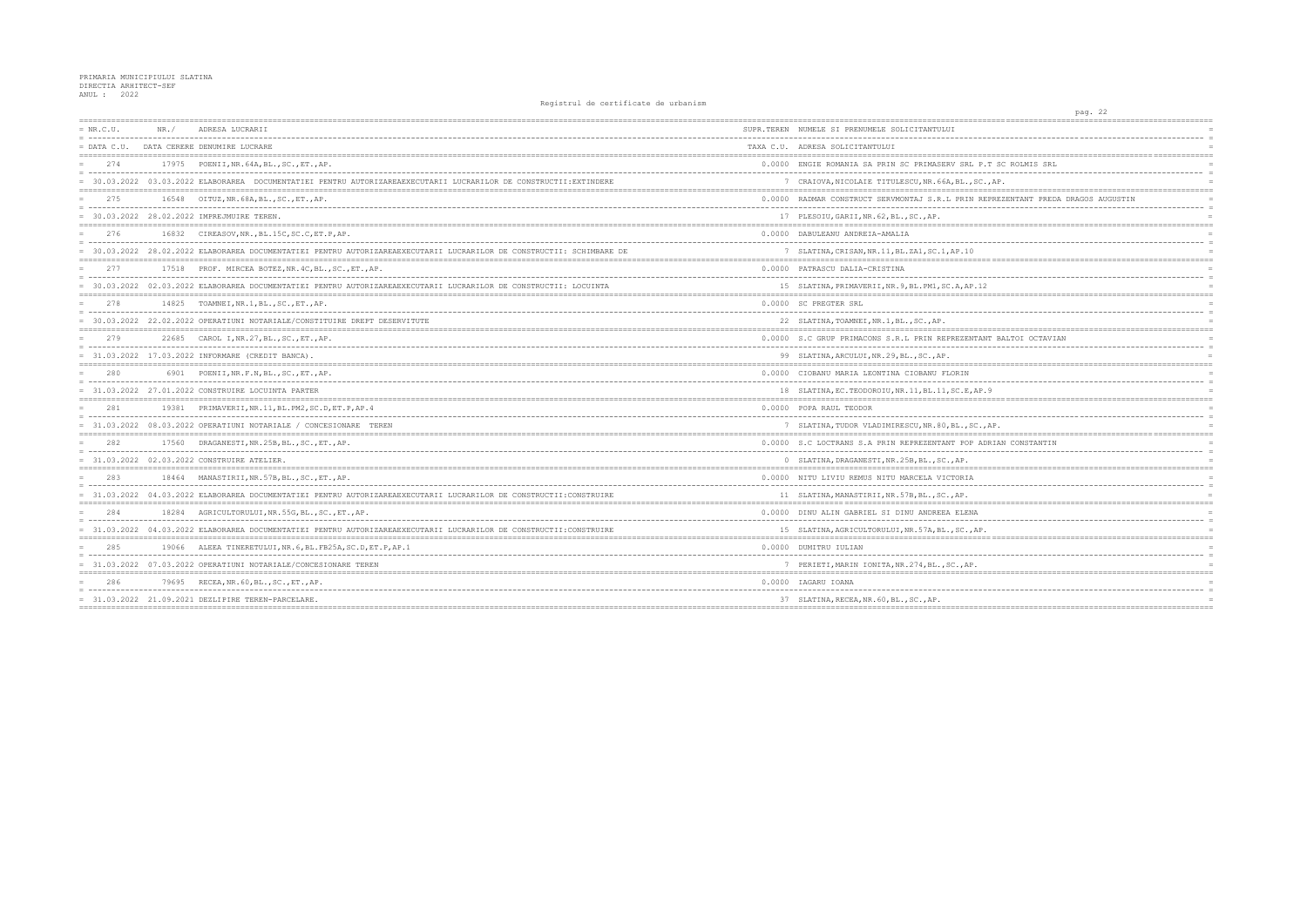PRIMARIA MUNICIPIULUI SLATINA
DIRECTIA ARHITECT-SEF
ANUL : 2022

Registrul de certificate de urbanism

| NR.C.U. / DATA C.U. | NR./ DATA CERERE | ADRESA LUCRARII / DENUMIRE LUCRARE | SUPR.TEREN / TAXA C.U. | NUMELE SI PRENUMELE SOLICITANTULUI / ADRESA SOLICITANTULUI |
|---|---|---|---|---|
| 274 | 17975 | POENII,NR.64A,BL.,SC.,ET.,AP. | 0.0000 | ENGIE ROMANIA SA PRIN SC PRIMASERV SRL P.T SC ROLMIS SRL |
| 30.03.2022 | 03.03.2022 | ELABORAREA DOCUMENTATIEI PENTRU AUTORIZAREAEXECUTARII LUCRARILOR DE CONSTRUCTII:EXTINDERE | 7 | CRAIOVA,NICOLAIE TITULESCU,NR.66A,BL.,SC.,AP. |
| 275 | 16548 | OITUZ,NR.68A,BL.,SC.,ET.,AP. | 0.0000 | RADMAR CONSTRUCT SERVMONTAJ S.R.L PRIN REPREZENTANT PREDA DRAGOS AUGUSTIN |
| 30.03.2022 | 28.02.2022 | IMPREJMUIRE TEREN. | 17 | PLESOIU,GARII,NR.62,BL.,SC.,AP. |
| 276 | 16832 | CIREASOV,NR.,BL.15C,SC.C,ET.P,AP. | 0.0000 | DABULEANU ANDREIA-AMALIA |
| 30.03.2022 | 28.02.2022 | ELABORAREA DOCUMENTATIEI PENTRU AUTORIZAREAEXECUTARII LUCRARILOR DE CONSTRUCTII: SCHIMBARE DE | 7 | SLATINA,CRISAN,NR.11,BL.ZA1,SC.1,AP.10 |
| 277 | 17518 | PROF. MIRCEA BOTEZ,NR.4C,BL.,SC.,ET.,AP. | 0.0000 | PATRASCU DALIA-CRISTINA |
| 30.03.2022 | 02.03.2022 | ELABORAREA DOCUMENTATIEI PENTRU AUTORIZAREAEXECUTARII LUCRARILOR DE CONSTRUCTII: LOCUINTA | 15 | SLATINA,PRIMAVERII,NR.9,BL.PM1,SC.A,AP.12 |
| 278 | 14825 | TOAMNEI,NR.1,BL.,SC.,ET.,AP. | 0.0000 | SC PREGTER SRL |
| 30.03.2022 | 22.02.2022 | OPERATIUNI NOTARIALE/CONSTITUIRE DREPT DESERVITUTE | 22 | SLATINA,TOAMNEI,NR.1,BL.,SC.,AP. |
| 279 | 22685 | CAROL I,NR.27,BL.,SC.,ET.,AP. | 0.0000 | S.C GRUP PRIMACONS S.R.L PRIN REPREZENTANT BALTOI OCTAVIAN |
| 31.03.2022 | 17.03.2022 | INFORMARE (CREDIT BANCA). | 99 | SLATINA,ARCULUI,NR.29,BL.,SC.,AP. |
| 280 | 6901 | POENII,NR.F.N,BL.,SC.,ET.,AP. | 0.0000 | CIOBANU MARIA LEONTINA CIOBANU FLORIN |
| 31.03.2022 | 27.01.2022 | CONSTRUIRE LOCUINTA PARTER | 18 | SLATINA,EC.TEODOROIU,NR.11,BL.11,SC.E,AP.9 |
| 281 | 19381 | PRIMAVERII,NR.11,BL.PM2,SC.D,ET.P,AP.4 | 0.0000 | POPA RAUL TEODOR |
| 31.03.2022 | 08.03.2022 | OPERATIUNI NOTARIALE / CONCESIONARE TEREN | 7 | SLATINA,TUDOR VLADIMIRESCU,NR.80,BL.,SC.,AP. |
| 282 | 17560 | DRAGANESTI,NR.25B,BL.,SC.,ET.,AP. | 0.0000 | S.C LOCTRANS S.A PRIN REPREZENTANT POP ADRIAN CONSTANTIN |
| 31.03.2022 | 02.03.2022 | CONSTRUIRE ATELIER. | 0 | SLATINA,DRAGANESTI,NR.25B,BL.,SC.,AP. |
| 283 | 18464 | MANASTIRII,NR.57B,BL.,SC.,ET.,AP. | 0.0000 | NITU LIVIU REMUS NITU MARCELA VICTORIA |
| 31.03.2022 | 04.03.2022 | ELABORAREA DOCUMENTATIEI PENTRU AUTORIZAREAEXECUTARII LUCRARILOR DE CONSTRUCTII:CONSTRUIRE | 11 | SLATINA,MANASTIRII,NR.57B,BL.,SC.,AP. |
| 284 | 18284 | AGRICULTORULUI,NR.55G,BL.,SC.,ET.,AP. | 0.0000 | DINU ALIN GABRIEL SI DINU ANDREEA ELENA |
| 31.03.2022 | 04.03.2022 | ELABORAREA DOCUMENTATIEI PENTRU AUTORIZAREAEXECUTARII LUCRARILOR DE CONSTRUCTII:CONSTRUIRE | 15 | SLATINA,AGRICULTORULUI,NR.57A,BL.,SC.,AP. |
| 285 | 19066 | ALEEA TINERETULUI,NR.6,BL.FB25A,SC.D,ET.P,AP.1 | 0.0000 | DUMITRU IULIAN |
| 31.03.2022 | 07.03.2022 | OPERATIUNI NOTARIALE/CONCESIONARE TEREN | 7 | PERIETI,MARIN IONITA,NR.274,BL.,SC.,AP. |
| 286 | 79695 | RECEA,NR.60,BL.,SC.,ET.,AP. | 0.0000 | IAGARU IOANA |
| 31.03.2022 | 21.09.2021 | DEZLIPIRE TEREN-PARCELARE. | 37 | SLATINA,RECEA,NR.60,BL.,SC.,AP. |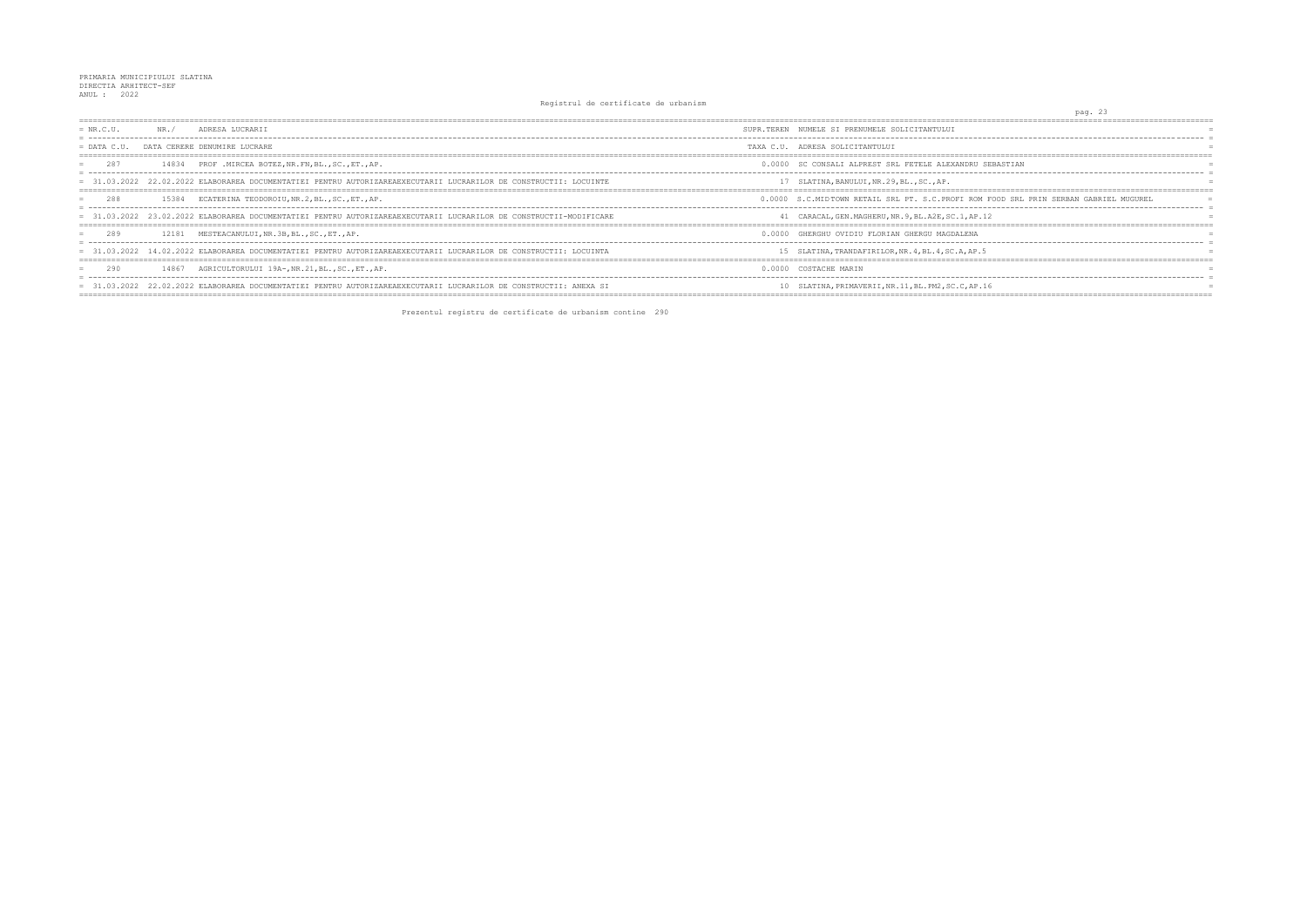PRIMARIA MUNICIPIULUI SLATINA
DIRECTIA ARHITECT-SEF
ANUL : 2022

Registrul de certificate de urbanism

| NR.C.U. / DATA C.U. | NR. / DATA CERERE | ADRESA LUCRARII / DENUMIRE LUCRARE | SUPR.TEREN / TAXA C.U. | NUMELE SI PRENUMELE SOLICITANTULUI / ADRESA SOLICITANTULUI |
|---|---|---|---|---|
| 287 | 14834 | PROF .MIRCEA BOTEZ,NR.FN,BL.,SC.,ET.,AP. | 0.0000 | SC CONSALI ALPREST SRL FETELE ALEXANDRU SEBASTIAN |
| 31.03.2022 | 22.02.2022 | ELABORAREA DOCUMENTATIEI PENTRU AUTORIZAREAEXECUTARII LUCRARILOR DE CONSTRUCTII: LOCUINTE | 17 | SLATINA,BANULUI,NR.29,BL.,SC.,AP. |
| 288 | 15384 | ECATERINA TEODOROIU,NR.2,BL.,SC.,ET.,AP. | 0.0000 | S.C.MIDTOWN RETAIL SRL PT. S.C.PROFI ROM FOOD SRL PRIN SERBAN GABRIEL MUGUREL |
| 31.03.2022 | 23.02.2022 | ELABORAREA DOCUMENTATIEI PENTRU AUTORIZAREAEXECUTARII LUCRARILOR DE CONSTRUCTII-MODIFICARE | 41 | CARACAL,GEN.MAGHERU,NR.9,BL.A2E,SC.1,AP.12 |
| 289 | 12181 | MESTEACANULUI,NR.3B,BL.,SC.,ET.,AP. | 0.0000 | GHERGHU OVIDIU FLORIAN GHERGU MAGDALENA |
| 31.03.2022 | 14.02.2022 | ELABORAREA DOCUMENTATIEI PENTRU AUTORIZAREAEXECUTARII LUCRARILOR DE CONSTRUCTII: LOCUINTA | 15 | SLATINA,TRANDAFIRILOR,NR.4,BL.4,SC.A,AP.5 |
| 290 | 14867 | AGRICULTORULUI 19A-,NR.21,BL.,SC.,ET.,AP. | 0.0000 | COSTACHE MARIN |
| 31.03.2022 | 22.02.2022 | ELABORAREA DOCUMENTATIEI PENTRU AUTORIZAREAEXECUTARII LUCRARILOR DE CONSTRUCTII: ANEXA SI | 10 | SLATINA,PRIMAVERII,NR.11,BL.PM2,SC.C,AP.16 |

Prezentul registru de certificate de urbanism contine 290